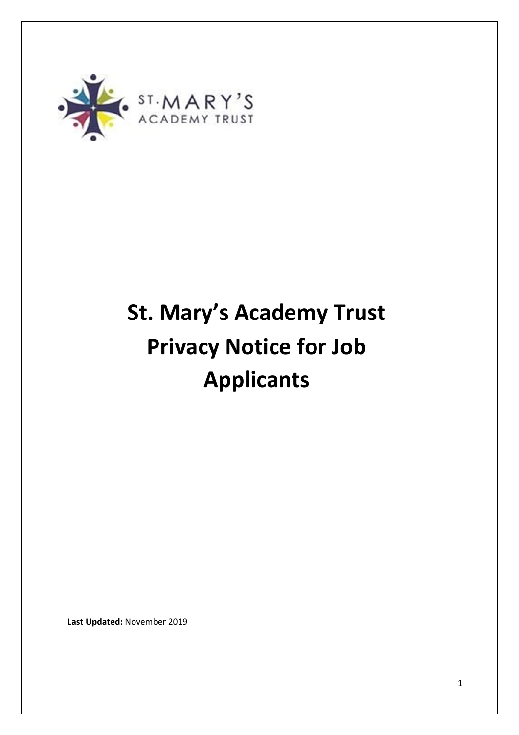ST. MARY'S ACADEMY TRUST

# St. Mary's Academy Trust Privacy Notice for Job Applicants

**Last Updated:** November 2019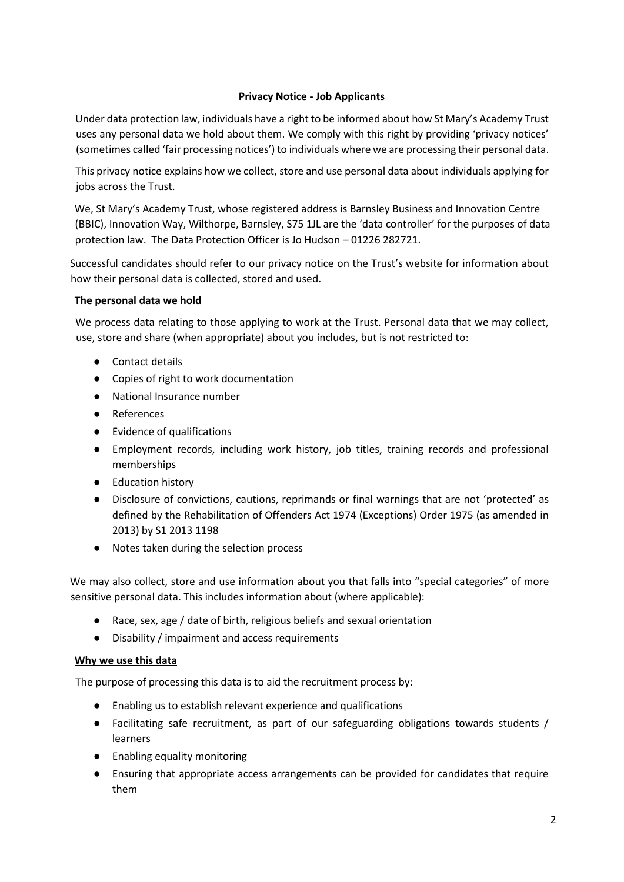## Privacy Notice - Job Applicants

Under data protection law, individuals have a right to be informed about how St Mary's Academy Trust uses any personal data we hold about them. We comply with this right by providing 'privacy notices' (sometimes called 'fair processing notices') to individuals where we are processing their personal data.

This privacy notice explains how we collect, store and use personal data about individuals applying for jobs across the Trust.

We, St Mary's Academy Trust, whose registered address is Barnsley Business and Innovation Centre (BBIC), Innovation Way, Wilthorpe, Barnsley, S75 1JL are the 'data controller' for the purposes of data protection law. The Data Protection Officer is Jo Hudson – 01226 282721.

Successful candidates should refer to our privacy notice on the Trust's website for information about how their personal data is collected, stored and used.

### The personal data we hold

We process data relating to those applying to work at the Trust. Personal data that we may collect, use, store and share (when appropriate) about you includes, but is not restricted to:

- Contact details
- Copies of right to work documentation
- National Insurance number
- References
- Evidence of qualifications
- Employment records, including work history, job titles, training records and professional memberships
- Education history
- Disclosure of convictions, cautions, reprimands or final warnings that are not 'protected' as defined by the Rehabilitation of Offenders Act 1974 (Exceptions) Order 1975 (as amended in 2013) by S1 2013 1198
- Notes taken during the selection process

We may also collect, store and use information about you that falls into "special categories" of more sensitive personal data. This includes information about (where applicable):

- Race, sex, age / date of birth, religious beliefs and sexual orientation
- Disability / impairment and access requirements

### Why we use this data

The purpose of processing this data is to aid the recruitment process by:

- Enabling us to establish relevant experience and qualifications
- Facilitating safe recruitment, as part of our safeguarding obligations towards students / learners
- Enabling equality monitoring
- Ensuring that appropriate access arrangements can be provided for candidates that require them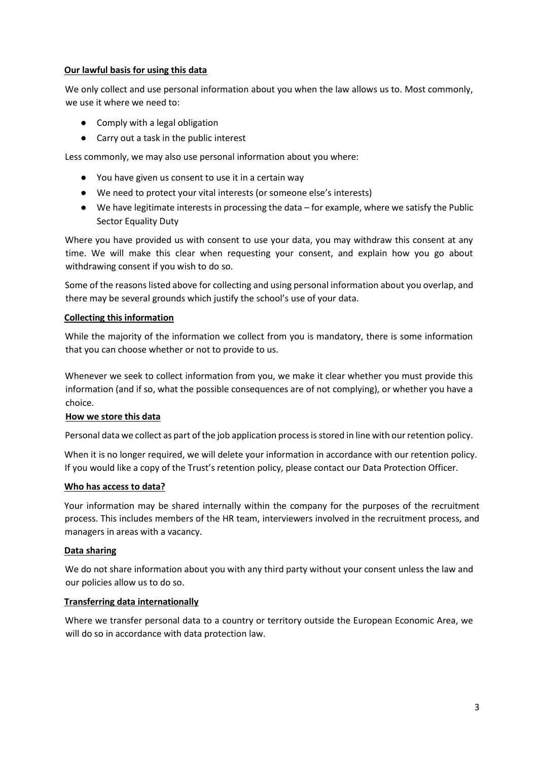**Our lawful basis for using this data**

We only collect and use personal information about you when the law allows us to. Most commonly, we use it where we need to:

- Comply with a legal obligation
- Carry out a task in the public interest

Less commonly, we may also use personal information about you where:

- You have given us consent to use it in a certain way
- We need to protect your vital interests (or someone else's interests)
- We have legitimate interests in processing the data – for example, where we satisfy the Public Sector Equality Duty

Where you have provided us with consent to use your data, you may withdraw this consent at any time. We will make this clear when requesting your consent, and explain how you go about withdrawing consent if you wish to do so.

Some of the reasons listed above for collecting and using personal information about you overlap, and there may be several grounds which justify the school's use of your data.

**Collecting this information**

While the majority of the information we collect from you is mandatory, there is some information that you can choose whether or not to provide to us.

Whenever we seek to collect information from you, we make it clear whether you must provide this information (and if so, what the possible consequences are of not complying), or whether you have a choice.

**How we store this data**

Personal data we collect as part of the job application process is stored in line with our retention policy.

When it is no longer required, we will delete your information in accordance with our retention policy. If you would like a copy of the Trust's retention policy, please contact our Data Protection Officer.

**Who has access to data?**

Your information may be shared internally within the company for the purposes of the recruitment process. This includes members of the HR team, interviewers involved in the recruitment process, and managers in areas with a vacancy.

**Data sharing**

We do not share information about you with any third party without your consent unless the law and our policies allow us to do so.

**Transferring data internationally**

Where we transfer personal data to a country or territory outside the European Economic Area, we will do so in accordance with data protection law.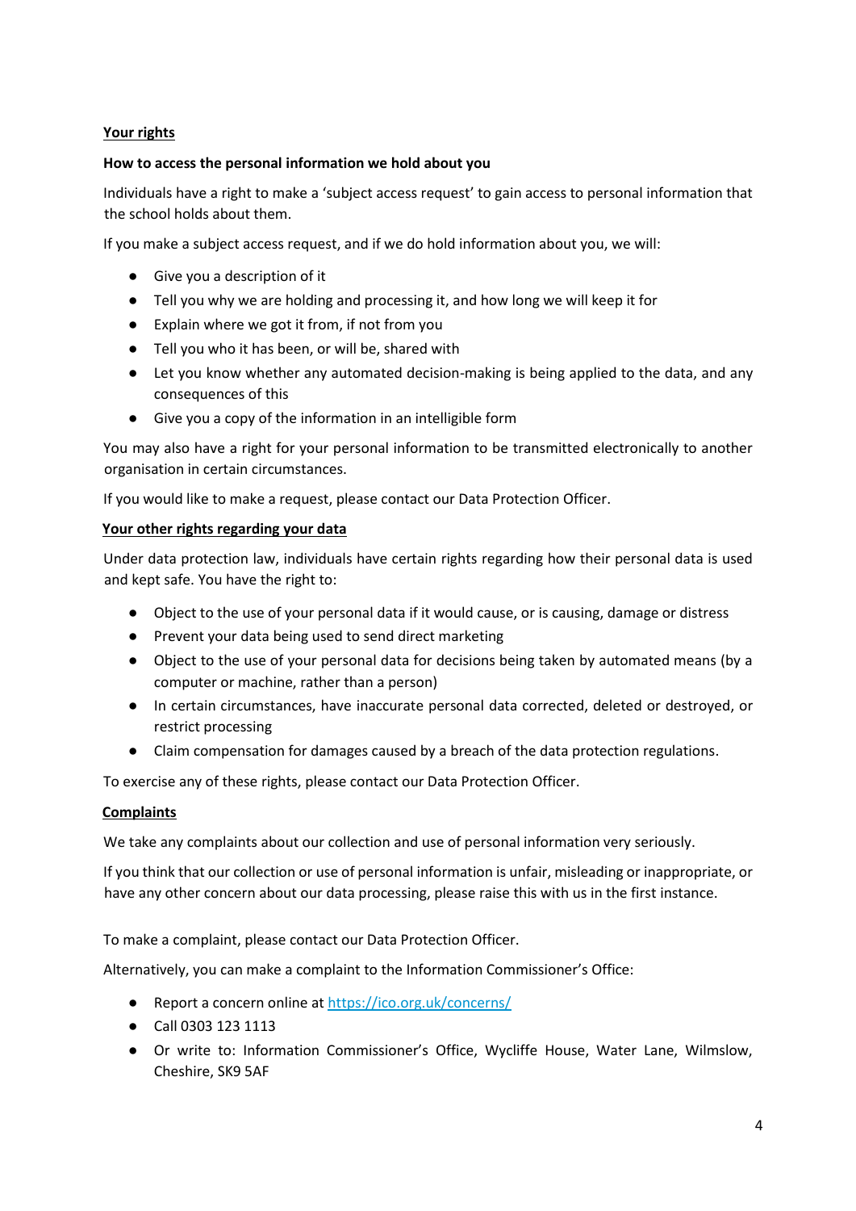## Your rights

**How to access the personal information we hold about you**

Individuals have a right to make a 'subject access request' to gain access to personal information that the school holds about them.

If you make a subject access request, and if we do hold information about you, we will:

- Give you a description of it
- Tell you why we are holding and processing it, and how long we will keep it for
- Explain where we got it from, if not from you
- Tell you who it has been, or will be, shared with
- Let you know whether any automated decision-making is being applied to the data, and any consequences of this
- Give you a copy of the information in an intelligible form

You may also have a right for your personal information to be transmitted electronically to another organisation in certain circumstances.

If you would like to make a request, please contact our Data Protection Officer.

## Your other rights regarding your data

Under data protection law, individuals have certain rights regarding how their personal data is used and kept safe. You have the right to:

- Object to the use of your personal data if it would cause, or is causing, damage or distress
- Prevent your data being used to send direct marketing
- Object to the use of your personal data for decisions being taken by automated means (by a computer or machine, rather than a person)
- In certain circumstances, have inaccurate personal data corrected, deleted or destroyed, or restrict processing
- Claim compensation for damages caused by a breach of the data protection regulations.

To exercise any of these rights, please contact our Data Protection Officer.

## Complaints

We take any complaints about our collection and use of personal information very seriously.

If you think that our collection or use of personal information is unfair, misleading or inappropriate, or have any other concern about our data processing, please raise this with us in the first instance.

To make a complaint, please contact our Data Protection Officer.

Alternatively, you can make a complaint to the Information Commissioner's Office:

- Report a concern online at https://ico.org.uk/concerns/
- Call 0303 123 1113
- Or write to: Information Commissioner's Office, Wycliffe House, Water Lane, Wilmslow, Cheshire, SK9 5AF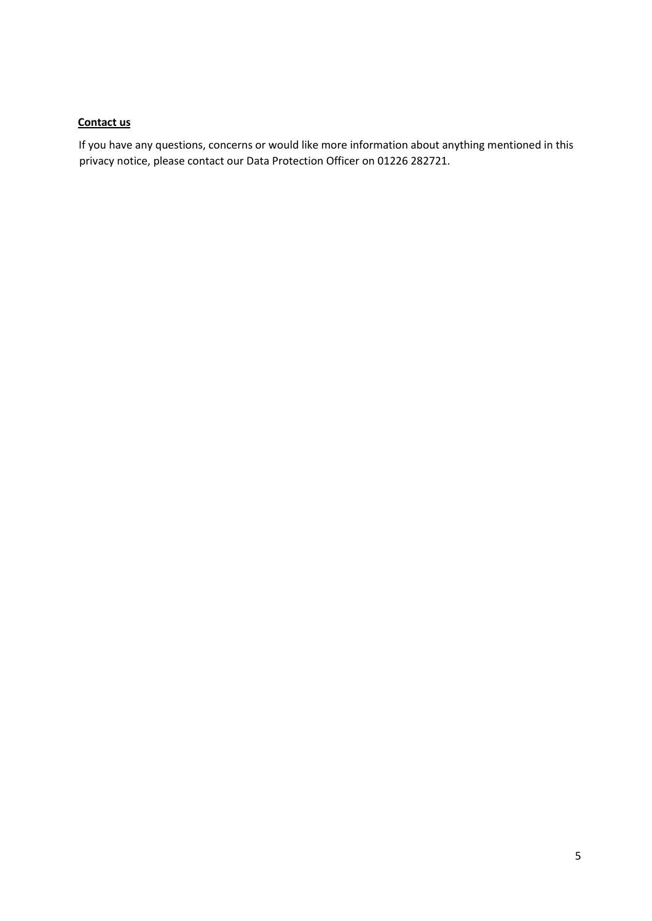**Contact us**

If you have any questions, concerns or would like more information about anything mentioned in this privacy notice, please contact our Data Protection Officer on 01226 282721.